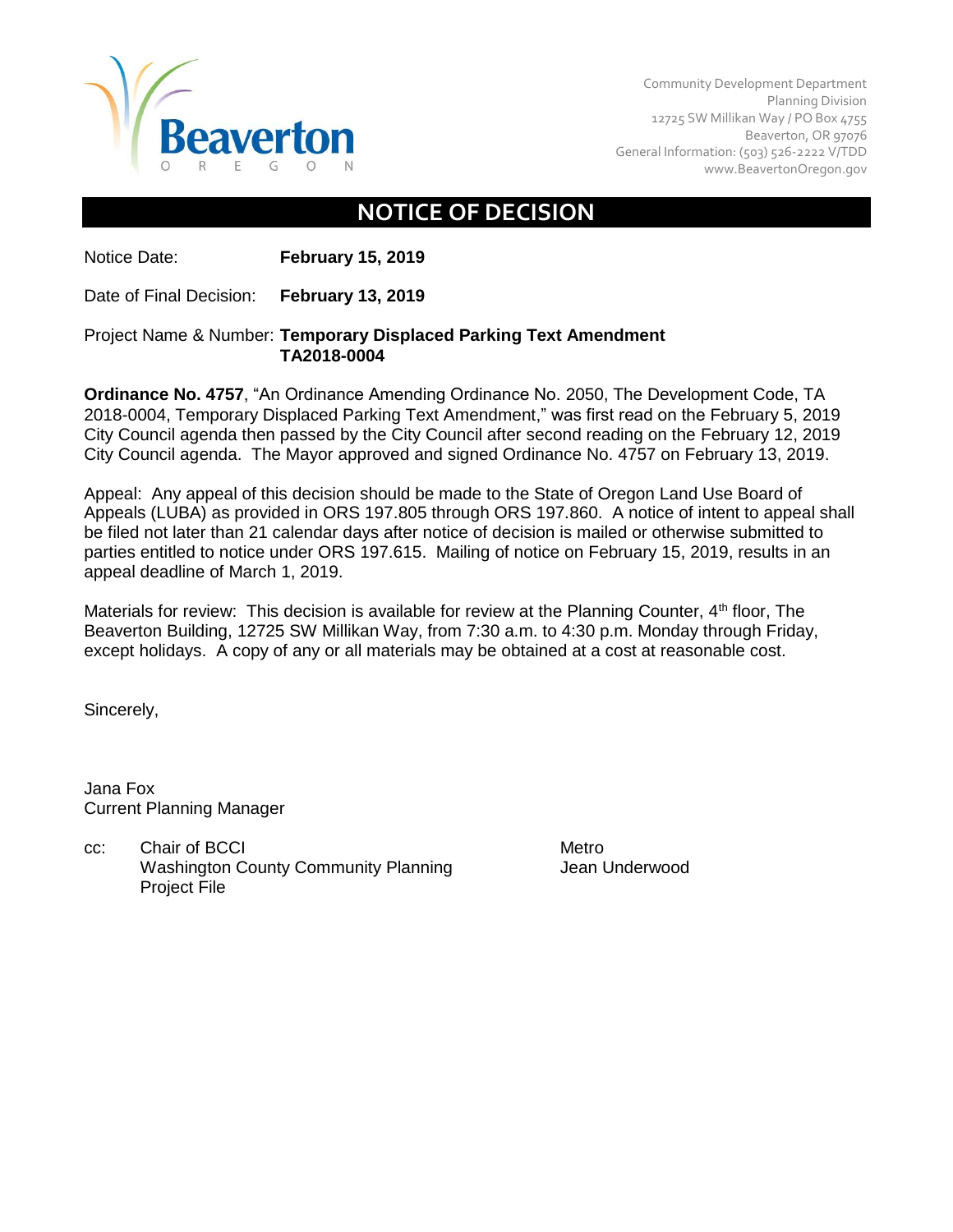Community Development Department
Planning Division
12725 SW Millikan Way / PO Box 4755
Beaverton, OR 97076
General Information: (503) 526-2222 V/TDD
www.BeavertonOregon.gov

# NOTICE OF DECISION

Notice Date: **February 15, 2019**

Date of Final Decision: **February 13, 2019**

Project Name & Number: **Temporary Displaced Parking Text Amendment TA2018-0004**

**Ordinance No. 4757**, "An Ordinance Amending Ordinance No. 2050, The Development Code, TA 2018-0004, Temporary Displaced Parking Text Amendment," was first read on the February 5, 2019 City Council agenda then passed by the City Council after second reading on the February 12, 2019 City Council agenda. The Mayor approved and signed Ordinance No. 4757 on February 13, 2019.

Appeal: Any appeal of this decision should be made to the State of Oregon Land Use Board of Appeals (LUBA) as provided in ORS 197.805 through ORS 197.860. A notice of intent to appeal shall be filed not later than 21 calendar days after notice of decision is mailed or otherwise submitted to parties entitled to notice under ORS 197.615. Mailing of notice on February 15, 2019, results in an appeal deadline of March 1, 2019.

Materials for review: This decision is available for review at the Planning Counter, 4th floor, The Beaverton Building, 12725 SW Millikan Way, from 7:30 a.m. to 4:30 p.m. Monday through Friday, except holidays. A copy of any or all materials may be obtained at a cost at reasonable cost.

Sincerely,

Jana Fox
Current Planning Manager

cc: Chair of BCCI
Washington County Community Planning
Project File
Metro
Jean Underwood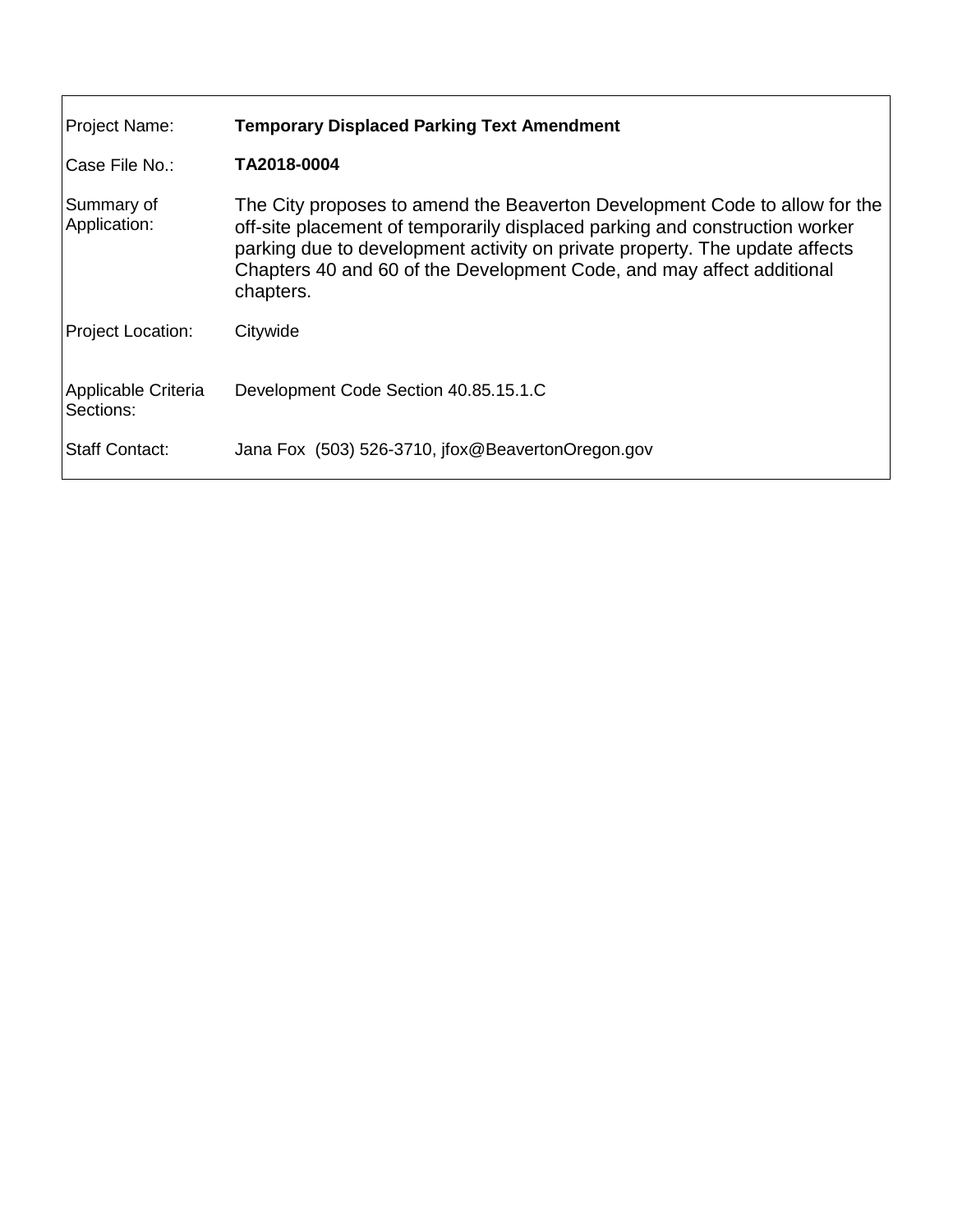| | |
|---|---|
| Project Name: | **Temporary Displaced Parking Text Amendment** |
| Case File No.: | **TA2018-0004** |
| Summary of Application: | The City proposes to amend the Beaverton Development Code to allow for the off-site placement of temporarily displaced parking and construction worker parking due to development activity on private property. The update affects Chapters 40 and 60 of the Development Code, and may affect additional chapters. |
| Project Location: | Citywide |
| Applicable Criteria Sections: | Development Code Section 40.85.15.1.C |
| Staff Contact: | Jana Fox (503) 526-3710, jfox@BeavertonOregon.gov |